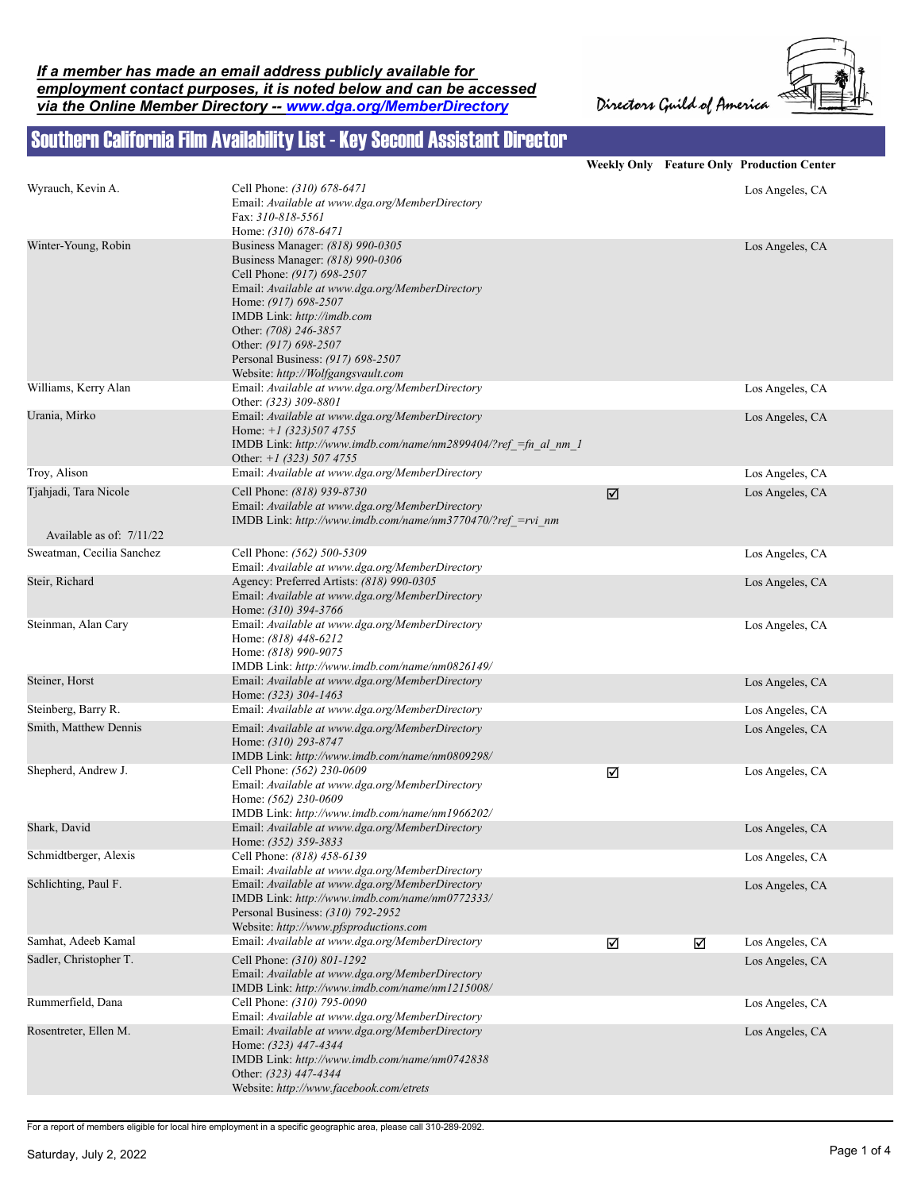*If a member has made an email address publicly available for employment contact purposes, it is noted below and can be accessed via the Online Member Directory -- www.dga.org/MemberDirectory*

Directors Guild of America

# Southern California Film Availability List - Key Second Assistant Director

| Name | Contact | Weekly Only | Feature Only | Production Center |
|---|---|---|---|---|
| Wyrauch, Kevin A. | Cell Phone: *(310) 678-6471*<br>Email: *Available at www.dga.org/MemberDirectory*<br>Fax: *310-818-5561*<br>Home: *(310) 678-6471* | | | Los Angeles, CA |
| Winter-Young, Robin | Business Manager: *(818) 990-0305*<br>Business Manager: *(818) 990-0306*<br>Cell Phone: *(917) 698-2507*<br>Email: *Available at www.dga.org/MemberDirectory*<br>Home: *(917) 698-2507*<br>IMDB Link: *http://imdb.com*<br>Other: *(708) 246-3857*<br>Other: *(917) 698-2507*<br>Personal Business: *(917) 698-2507*<br>Website: *http://Wolfgangsvault.com* | | | Los Angeles, CA |
| Williams, Kerry Alan | Email: *Available at www.dga.org/MemberDirectory*<br>Other: *(323) 309-8801* | | | Los Angeles, CA |
| Urania, Mirko | Email: *Available at www.dga.org/MemberDirectory*<br>Home: *+1 (323)507 4755*<br>IMDB Link: *http://www.imdb.com/name/nm2899404/?ref_=fn_al_nm_1*<br>Other: *+1 (323) 507 4755* | | | Los Angeles, CA |
| Troy, Alison | Email: *Available at www.dga.org/MemberDirectory* | | | Los Angeles, CA |
| Tjahjadi, Tara Nicole<br>Available as of: 7/11/22 | Cell Phone: *(818) 939-8730*<br>Email: *Available at www.dga.org/MemberDirectory*<br>IMDB Link: *http://www.imdb.com/name/nm3770470/?ref_=rvi_nm* | ☑ | | Los Angeles, CA |
| Sweatman, Cecilia Sanchez | Cell Phone: *(562) 500-5309*<br>Email: *Available at www.dga.org/MemberDirectory* | | | Los Angeles, CA |
| Steir, Richard | Agency: Preferred Artists: *(818) 990-0305*<br>Email: *Available at www.dga.org/MemberDirectory*<br>Home: *(310) 394-3766* | | | Los Angeles, CA |
| Steinman, Alan Cary | Email: *Available at www.dga.org/MemberDirectory*<br>Home: *(818) 448-6212*<br>Home: *(818) 990-9075*<br>IMDB Link: *http://www.imdb.com/name/nm0826149/* | | | Los Angeles, CA |
| Steiner, Horst | Email: *Available at www.dga.org/MemberDirectory*<br>Home: *(323) 304-1463* | | | Los Angeles, CA |
| Steinberg, Barry R. | Email: *Available at www.dga.org/MemberDirectory* | | | Los Angeles, CA |
| Smith, Matthew Dennis | Email: *Available at www.dga.org/MemberDirectory*<br>Home: *(310) 293-8747*<br>IMDB Link: *http://www.imdb.com/name/nm0809298/* | | | Los Angeles, CA |
| Shepherd, Andrew J. | Cell Phone: *(562) 230-0609*<br>Email: *Available at www.dga.org/MemberDirectory*<br>Home: *(562) 230-0609*<br>IMDB Link: *http://www.imdb.com/name/nm1966202/* | ☑ | | Los Angeles, CA |
| Shark, David | Email: *Available at www.dga.org/MemberDirectory*<br>Home: *(352) 359-3833* | | | Los Angeles, CA |
| Schmidtberger, Alexis | Cell Phone: *(818) 458-6139*<br>Email: *Available at www.dga.org/MemberDirectory* | | | Los Angeles, CA |
| Schlichting, Paul F. | Email: *Available at www.dga.org/MemberDirectory*<br>IMDB Link: *http://www.imdb.com/name/nm0772333/*<br>Personal Business: *(310) 792-2952*<br>Website: *http://www.pfsproductions.com* | | | Los Angeles, CA |
| Samhat, Adeeb Kamal | Email: *Available at www.dga.org/MemberDirectory* | ☑ | ☑ | Los Angeles, CA |
| Sadler, Christopher T. | Cell Phone: *(310) 801-1292*<br>Email: *Available at www.dga.org/MemberDirectory*<br>IMDB Link: *http://www.imdb.com/name/nm1215008/* | | | Los Angeles, CA |
| Rummerfield, Dana | Cell Phone: *(310) 795-0090*<br>Email: *Available at www.dga.org/MemberDirectory* | | | Los Angeles, CA |
| Rosentreter, Ellen M. | Email: *Available at www.dga.org/MemberDirectory*<br>Home: *(323) 447-4344*<br>IMDB Link: *http://www.imdb.com/name/nm0742838*<br>Other: *(323) 447-4344*<br>Website: *http://www.facebook.com/etrets* | | | Los Angeles, CA |

For a report of members eligible for local hire employment in a specific geographic area, please call 310-289-2092.

Saturday, July 2, 2022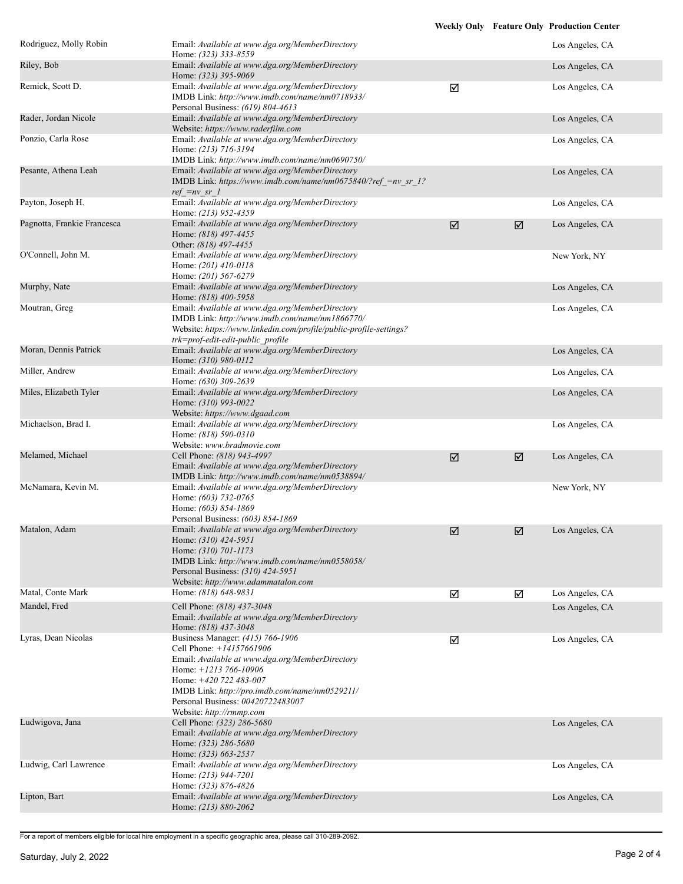| | | Weekly Only | Feature Only | Production Center |
|---|---|---|---|---|
| Rodriguez, Molly Robin | Email: *Available at www.dga.org/MemberDirectory*<br>Home: *(323) 333-8559* | | | Los Angeles, CA |
| Riley, Bob | Email: *Available at www.dga.org/MemberDirectory*<br>Home: *(323) 395-9069* | | | Los Angeles, CA |
| Remick, Scott D. | Email: *Available at www.dga.org/MemberDirectory*<br>IMDB Link: *http://www.imdb.com/name/nm0718933/*<br>Personal Business: *(619) 804-4613* | ☑ | | Los Angeles, CA |
| Rader, Jordan Nicole | Email: *Available at www.dga.org/MemberDirectory*<br>Website: *https://www.raderfilm.com* | | | Los Angeles, CA |
| Ponzio, Carla Rose | Email: *Available at www.dga.org/MemberDirectory*<br>Home: *(213) 716-3194*<br>IMDB Link: *http://www.imdb.com/name/nm0690750/* | | | Los Angeles, CA |
| Pesante, Athena Leah | Email: *Available at www.dga.org/MemberDirectory*<br>IMDB Link: *https://www.imdb.com/name/nm0675840/?ref_=nv_sr_1?ref_=nv_sr_1* | | | Los Angeles, CA |
| Payton, Joseph H. | Email: *Available at www.dga.org/MemberDirectory*<br>Home: *(213) 952-4359* | | | Los Angeles, CA |
| Pagnotta, Frankie Francesca | Email: *Available at www.dga.org/MemberDirectory*<br>Home: *(818) 497-4455*<br>Other: *(818) 497-4455* | ☑ | ☑ | Los Angeles, CA |
| O'Connell, John M. | Email: *Available at www.dga.org/MemberDirectory*<br>Home: *(201) 410-0118*<br>Home: *(201) 567-6279* | | | New York, NY |
| Murphy, Nate | Email: *Available at www.dga.org/MemberDirectory*<br>Home: *(818) 400-5958* | | | Los Angeles, CA |
| Moutran, Greg | Email: *Available at www.dga.org/MemberDirectory*<br>IMDB Link: *http://www.imdb.com/name/nm1866770/*<br>Website: *https://www.linkedin.com/profile/public-profile-settings?trk=prof-edit-edit-public_profile* | | | Los Angeles, CA |
| Moran, Dennis Patrick | Email: *Available at www.dga.org/MemberDirectory*<br>Home: *(310) 980-0112* | | | Los Angeles, CA |
| Miller, Andrew | Email: *Available at www.dga.org/MemberDirectory*<br>Home: *(630) 309-2639* | | | Los Angeles, CA |
| Miles, Elizabeth Tyler | Email: *Available at www.dga.org/MemberDirectory*<br>Home: *(310) 993-0022*<br>Website: *https://www.dgaad.com* | | | Los Angeles, CA |
| Michaelson, Brad I. | Email: *Available at www.dga.org/MemberDirectory*<br>Home: *(818) 590-0310*<br>Website: *www.bradmovie.com* | | | Los Angeles, CA |
| Melamed, Michael | Cell Phone: *(818) 943-4997*<br>Email: *Available at www.dga.org/MemberDirectory*<br>IMDB Link: *http://www.imdb.com/name/nm0538894/* | ☑ | ☑ | Los Angeles, CA |
| McNamara, Kevin M. | Email: *Available at www.dga.org/MemberDirectory*<br>Home: *(603) 732-0765*<br>Home: *(603) 854-1869*<br>Personal Business: *(603) 854-1869* | | | New York, NY |
| Matalon, Adam | Email: *Available at www.dga.org/MemberDirectory*<br>Home: *(310) 424-5951*<br>Home: *(310) 701-1173*<br>IMDB Link: *http://www.imdb.com/name/nm0558058/*<br>Personal Business: *(310) 424-5951*<br>Website: *http://www.adammatalon.com* | ☑ | ☑ | Los Angeles, CA |
| Matal, Conte Mark | Home: *(818) 648-9831* | ☑ | ☑ | Los Angeles, CA |
| Mandel, Fred | Cell Phone: *(818) 437-3048*<br>Email: *Available at www.dga.org/MemberDirectory*<br>Home: *(818) 437-3048* | | | Los Angeles, CA |
| Lyras, Dean Nicolas | Business Manager: *(415) 766-1906*<br>Cell Phone: *+14157661906*<br>Email: *Available at www.dga.org/MemberDirectory*<br>Home: *+1213 766-10906*<br>Home: *+420 722 483-007*<br>IMDB Link: *http://pro.imdb.com/name/nm0529211/*<br>Personal Business: *00420722483007*<br>Website: *http://rmmp.com* | ☑ | | Los Angeles, CA |
| Ludwigova, Jana | Cell Phone: *(323) 286-5680*<br>Email: *Available at www.dga.org/MemberDirectory*<br>Home: *(323) 286-5680*<br>Home: *(323) 663-2537* | | | Los Angeles, CA |
| Ludwig, Carl Lawrence | Email: *Available at www.dga.org/MemberDirectory*<br>Home: *(213) 944-7201*<br>Home: *(323) 876-4826* | | | Los Angeles, CA |
| Lipton, Bart | Email: *Available at www.dga.org/MemberDirectory*<br>Home: *(213) 880-2062* | | | Los Angeles, CA |

For a report of members eligible for local hire employment in a specific geographic area, please call 310-289-2092.

Saturday, July 2, 2022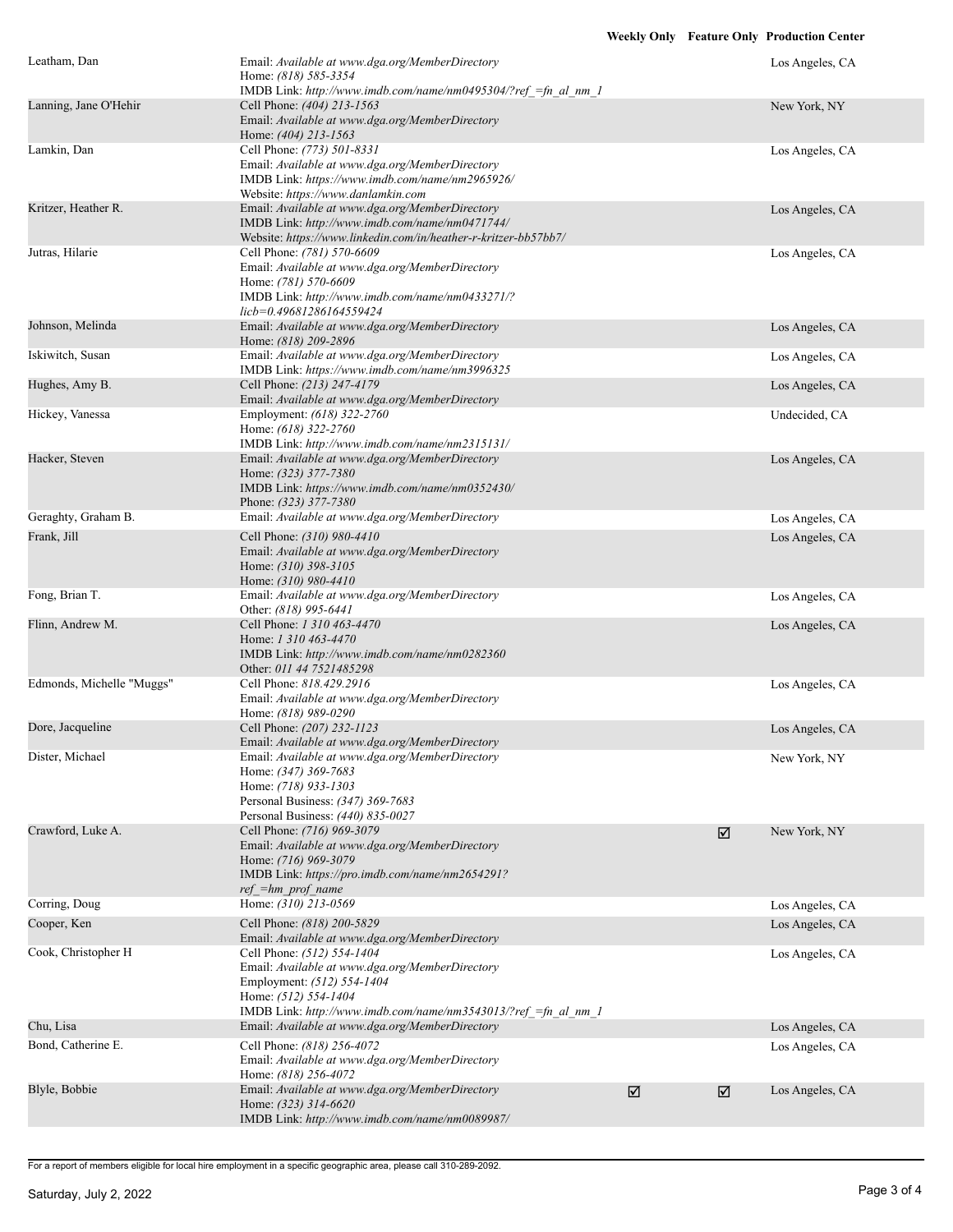| | | Weekly Only | Feature Only | Production Center |
|---|---|---|---|---|
| Leatham, Dan | Email: *Available at www.dga.org/MemberDirectory*<br>Home: *(818) 585-3354*<br>IMDB Link: *http://www.imdb.com/name/nm0495304/?ref_=fn_al_nm_1* | | | Los Angeles, CA |
| Lanning, Jane O'Hehir | Cell Phone: *(404) 213-1563*<br>Email: *Available at www.dga.org/MemberDirectory*<br>Home: *(404) 213-1563* | | | New York, NY |
| Lamkin, Dan | Cell Phone: *(773) 501-8331*<br>Email: *Available at www.dga.org/MemberDirectory*<br>IMDB Link: *https://www.imdb.com/name/nm2965926/*<br>Website: *https://www.danlamkin.com* | | | Los Angeles, CA |
| Kritzer, Heather R. | Email: *Available at www.dga.org/MemberDirectory*<br>IMDB Link: *http://www.imdb.com/name/nm0471744/*<br>Website: *https://www.linkedin.com/in/heather-r-kritzer-bb57bb7/* | | | Los Angeles, CA |
| Jutras, Hilarie | Cell Phone: *(781) 570-6609*<br>Email: *Available at www.dga.org/MemberDirectory*<br>Home: *(781) 570-6609*<br>IMDB Link: *http://www.imdb.com/name/nm0433271/?licb=0.49681286164559424* | | | Los Angeles, CA |
| Johnson, Melinda | Email: *Available at www.dga.org/MemberDirectory*<br>Home: *(818) 209-2896* | | | Los Angeles, CA |
| Iskiwitch, Susan | Email: *Available at www.dga.org/MemberDirectory*<br>IMDB Link: *https://www.imdb.com/name/nm3996325* | | | Los Angeles, CA |
| Hughes, Amy B. | Cell Phone: *(213) 247-4179*<br>Email: *Available at www.dga.org/MemberDirectory* | | | Los Angeles, CA |
| Hickey, Vanessa | Employment: *(618) 322-2760*<br>Home: *(618) 322-2760*<br>IMDB Link: *http://www.imdb.com/name/nm2315131/* | | | Undecided, CA |
| Hacker, Steven | Email: *Available at www.dga.org/MemberDirectory*<br>Home: *(323) 377-7380*<br>IMDB Link: *https://www.imdb.com/name/nm0352430/*<br>Phone: *(323) 377-7380* | | | Los Angeles, CA |
| Geraghty, Graham B. | Email: *Available at www.dga.org/MemberDirectory* | | | Los Angeles, CA |
| Frank, Jill | Cell Phone: *(310) 980-4410*<br>Email: *Available at www.dga.org/MemberDirectory*<br>Home: *(310) 398-3105*<br>Home: *(310) 980-4410* | | | Los Angeles, CA |
| Fong, Brian T. | Email: *Available at www.dga.org/MemberDirectory*<br>Other: *(818) 995-6441* | | | Los Angeles, CA |
| Flinn, Andrew M. | Cell Phone: *1 310 463-4470*<br>Home: *1 310 463-4470*<br>IMDB Link: *http://www.imdb.com/name/nm0282360*<br>Other: *011 44 7521485298* | | | Los Angeles, CA |
| Edmonds, Michelle "Muggs" | Cell Phone: *818.429.2916*<br>Email: *Available at www.dga.org/MemberDirectory*<br>Home: *(818) 989-0290* | | | Los Angeles, CA |
| Dore, Jacqueline | Cell Phone: *(207) 232-1123*<br>Email: *Available at www.dga.org/MemberDirectory* | | | Los Angeles, CA |
| Dister, Michael | Email: *Available at www.dga.org/MemberDirectory*<br>Home: *(347) 369-7683*<br>Home: *(718) 933-1303*<br>Personal Business: *(347) 369-7683*<br>Personal Business: *(440) 835-0027* | | | New York, NY |
| Crawford, Luke A. | Cell Phone: *(716) 969-3079*<br>Email: *Available at www.dga.org/MemberDirectory*<br>Home: *(716) 969-3079*<br>IMDB Link: *https://pro.imdb.com/name/nm2654291?ref_=hm_prof_name* | | ☑ | New York, NY |
| Corring, Doug | Home: *(310) 213-0569* | | | Los Angeles, CA |
| Cooper, Ken | Cell Phone: *(818) 200-5829*<br>Email: *Available at www.dga.org/MemberDirectory* | | | Los Angeles, CA |
| Cook, Christopher H | Cell Phone: *(512) 554-1404*<br>Email: *Available at www.dga.org/MemberDirectory*<br>Employment: *(512) 554-1404*<br>Home: *(512) 554-1404*<br>IMDB Link: *http://www.imdb.com/name/nm3543013/?ref_=fn_al_nm_1* | | | Los Angeles, CA |
| Chu, Lisa | Email: *Available at www.dga.org/MemberDirectory* | | | Los Angeles, CA |
| Bond, Catherine E. | Cell Phone: *(818) 256-4072*<br>Email: *Available at www.dga.org/MemberDirectory*<br>Home: *(818) 256-4072* | | | Los Angeles, CA |
| Blyle, Bobbie | Email: *Available at www.dga.org/MemberDirectory*<br>Home: *(323) 314-6620*<br>IMDB Link: *http://www.imdb.com/name/nm0089987/* | ☑ | ☑ | Los Angeles, CA |

For a report of members eligible for local hire employment in a specific geographic area, please call 310-289-2092.

Saturday, July 2, 2022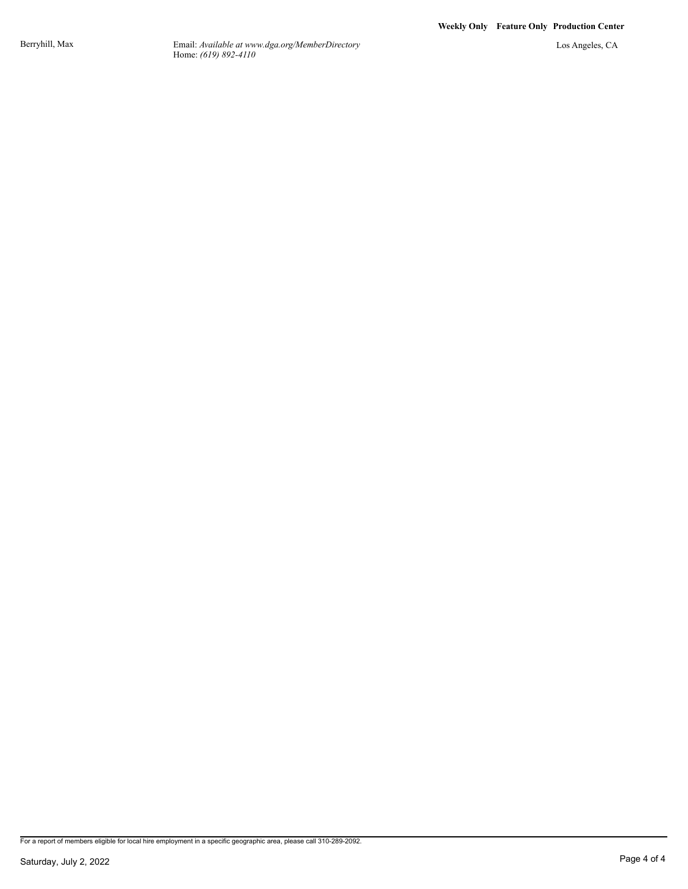| | | | | |
|---|---|---|---|---|
| | | **Weekly Only** | **Feature Only** | **Production Center** |
| Berryhill, Max | Email: *Available at www.dga.org/MemberDirectory*<br>Home: *(619) 892-4110* | | | Los Angeles, CA |

For a report of members eligible for local hire employment in a specific geographic area, please call 310-289-2092.

Saturday, July 2, 2022